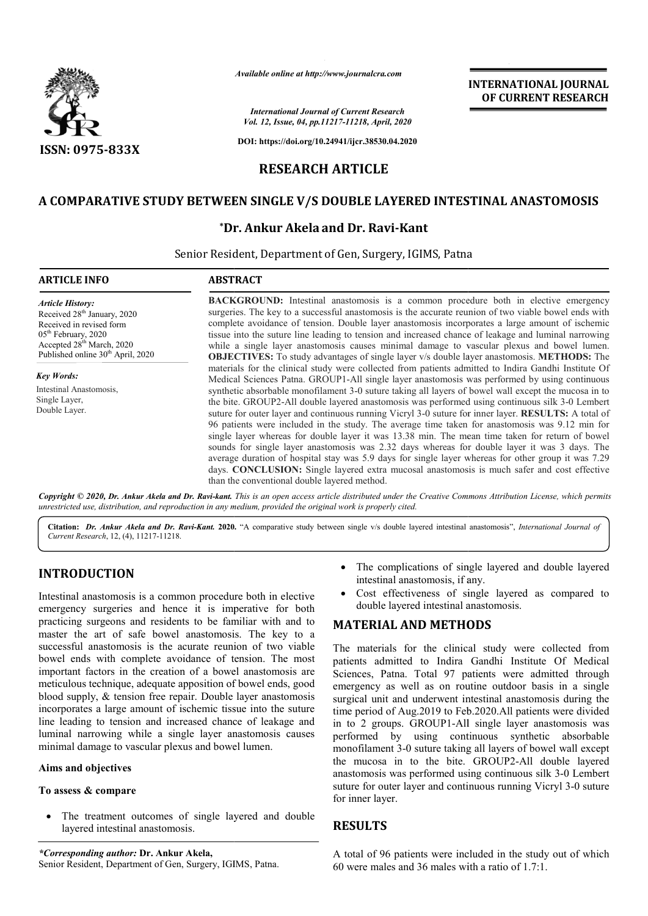*Available online at http://www.journalcra.com*

*International Journal of Current Research*
*Vol. 12, Issue, 04, pp.11217-11218, April, 2020*

**DOI: https://doi.org/10.24941/ijcr.38530.04.2020**

**ISSN: 0975-833X**

**INTERNATIONAL JOURNAL OF CURRENT RESEARCH**

# RESEARCH ARTICLE

# A COMPARATIVE STUDY BETWEEN SINGLE V/S DOUBLE LAYERED INTESTINAL ANASTOMOSIS

**\*Dr. Ankur Akela and Dr. Ravi-Kant**

Senior Resident, Department of Gen, Surgery, IGIMS, Patna

**ARTICLE INFO**

*Article History:*
Received 28th January, 2020
Received in revised form
05th February, 2020
Accepted 28th March, 2020
Published online 30th April, 2020

*Key Words:*
Intestinal Anastomosis,
Single Layer,
Double Layer.

**ABSTRACT**

**BACKGROUND:** Intestinal anastomosis is a common procedure both in elective emergency surgeries. The key to a successful anastomosis is the accurate reunion of two viable bowel ends with complete avoidance of tension. Double layer anastomosis incorporates a large amount of ischemic tissue into the suture line leading to tension and increased chance of leakage and luminal narrowing while a single layer anastomosis causes minimal damage to vascular plexus and bowel lumen. **OBJECTIVES:** To study advantages of single layer v/s double layer anastomosis. **METHODS:** The materials for the clinical study were collected from patients admitted to Indira Gandhi Institute Of Medical Sciences Patna. GROUP1-All single layer anastomosis was performed by using continuous synthetic absorbable monofilament 3-0 suture taking all layers of bowel wall except the mucosa in to the bite. GROUP2-All double layered anastomosis was performed using continuous silk 3-0 Lembert suture for outer layer and continuous running Vicryl 3-0 suture for inner layer. **RESULTS:** A total of 96 patients were included in the study. The average time taken for anastomosis was 9.12 min for single layer whereas for double layer it was 13.38 min. The mean time taken for return of bowel sounds for single layer anastomosis was 2.32 days whereas for double layer it was 3 days. The average duration of hospital stay was 5.9 days for single layer whereas for other group it was 7.29 days. **CONCLUSION:** Single layered extra mucosal anastomosis is much safer and cost effective than the conventional double layered method.

*Copyright © 2020, Dr. Ankur Akela and Dr. Ravi-kant. This is an open access article distributed under the Creative Commons Attribution License, which permits unrestricted use, distribution, and reproduction in any medium, provided the original work is properly cited.*

**Citation:** *Dr. Ankur Akela and Dr. Ravi-Kant.* **2020.** "A comparative study between single v/s double layered intestinal anastomosis", *International Journal of Current Research*, 12, (4), 11217-11218.

## INTRODUCTION

Intestinal anastomosis is a common procedure both in elective emergency surgeries and hence it is imperative for both practicing surgeons and residents to be familiar with and to master the art of safe bowel anastomosis. The key to a successful anastomosis is the acurate reunion of two viable bowel ends with complete avoidance of tension. The most important factors in the creation of a bowel anastomosis are meticulous technique, adequate apposition of bowel ends, good blood supply, & tension free repair. Double layer anastomosis incorporates a large amount of ischemic tissue into the suture line leading to tension and increased chance of leakage and luminal narrowing while a single layer anastomosis causes minimal damage to vascular plexus and bowel lumen.

### Aims and objectives

#### To assess & compare

- The treatment outcomes of single layered and double layered intestinal anastomosis.
- The complications of single layered and double layered intestinal anastomosis, if any.
- Cost effectiveness of single layered as compared to double layered intestinal anastomosis.

## MATERIAL AND METHODS

The materials for the clinical study were collected from patients admitted to Indira Gandhi Institute Of Medical Sciences, Patna. Total 97 patients were admitted through emergency as well as on routine outdoor basis in a single surgical unit and underwent intestinal anastomosis during the time period of Aug.2019 to Feb.2020.All patients were divided in to 2 groups. GROUP1-All single layer anastomosis was performed by using continuous synthetic absorbable monofilament 3-0 suture taking all layers of bowel wall except the mucosa in to the bite. GROUP2-All double layered anastomosis was performed using continuous silk 3-0 Lembert suture for outer layer and continuous running Vicryl 3-0 suture for inner layer.

## RESULTS

A total of 96 patients were included in the study out of which 60 were males and 36 males with a ratio of 1.7:1.

*\*Corresponding author:* **Dr. Ankur Akela,**
Senior Resident, Department of Gen, Surgery, IGIMS, Patna.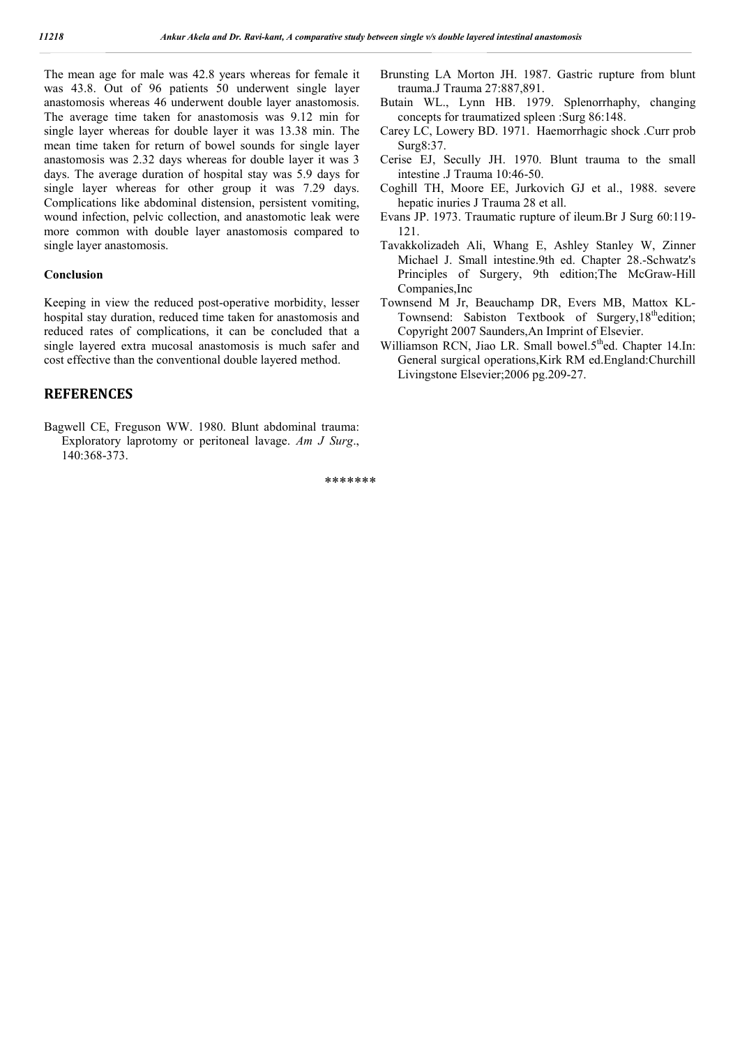The mean age for male was 42.8 years whereas for female it was 43.8. Out of 96 patients 50 underwent single layer anastomosis whereas 46 underwent double layer anastomosis. The average time taken for anastomosis was 9.12 min for single layer whereas for double layer it was 13.38 min. The mean time taken for return of bowel sounds for single layer anastomosis was 2.32 days whereas for double layer it was 3 days. The average duration of hospital stay was 5.9 days for single layer whereas for other group it was 7.29 days. Complications like abdominal distension, persistent vomiting, wound infection, pelvic collection, and anastomotic leak were more common with double layer anastomosis compared to single layer anastomosis.

### Conclusion

Keeping in view the reduced post-operative morbidity, lesser hospital stay duration, reduced time taken for anastomosis and reduced rates of complications, it can be concluded that a single layered extra mucosal anastomosis is much safer and cost effective than the conventional double layered method.

## REFERENCES

Bagwell CE, Freguson WW. 1980. Blunt abdominal trauma: Exploratory laprotomy or peritoneal lavage. *Am J Surg*., 140:368-373.

Brunsting LA Morton JH. 1987. Gastric rupture from blunt trauma.J Trauma 27:887,891.

Butain WL., Lynn HB. 1979. Splenorrhaphy, changing concepts for traumatized spleen :Surg 86:148.

Carey LC, Lowery BD. 1971. Haemorrhagic shock .Curr prob Surg8:37.

Cerise EJ, Secully JH. 1970. Blunt trauma to the small intestine .J Trauma 10:46-50.

Coghill TH, Moore EE, Jurkovich GJ et al., 1988. severe hepatic inuries J Trauma 28 et all.

Evans JP. 1973. Traumatic rupture of ileum.Br J Surg 60:119-121.

Tavakkolizadeh Ali, Whang E, Ashley Stanley W, Zinner Michael J. Small intestine.9th ed. Chapter 28.-Schwatz's Principles of Surgery, 9th edition;The McGraw-Hill Companies,Inc

Townsend M Jr, Beauchamp DR, Evers MB, Mattox KL-Townsend: Sabiston Textbook of Surgery,18th edition; Copyright 2007 Saunders,An Imprint of Elsevier.

Williamson RCN, Jiao LR. Small bowel.5th ed. Chapter 14.In: General surgical operations,Kirk RM ed.England:Churchill Livingstone Elsevier;2006 pg.209-27.

\*\*\*\*\*\*\*